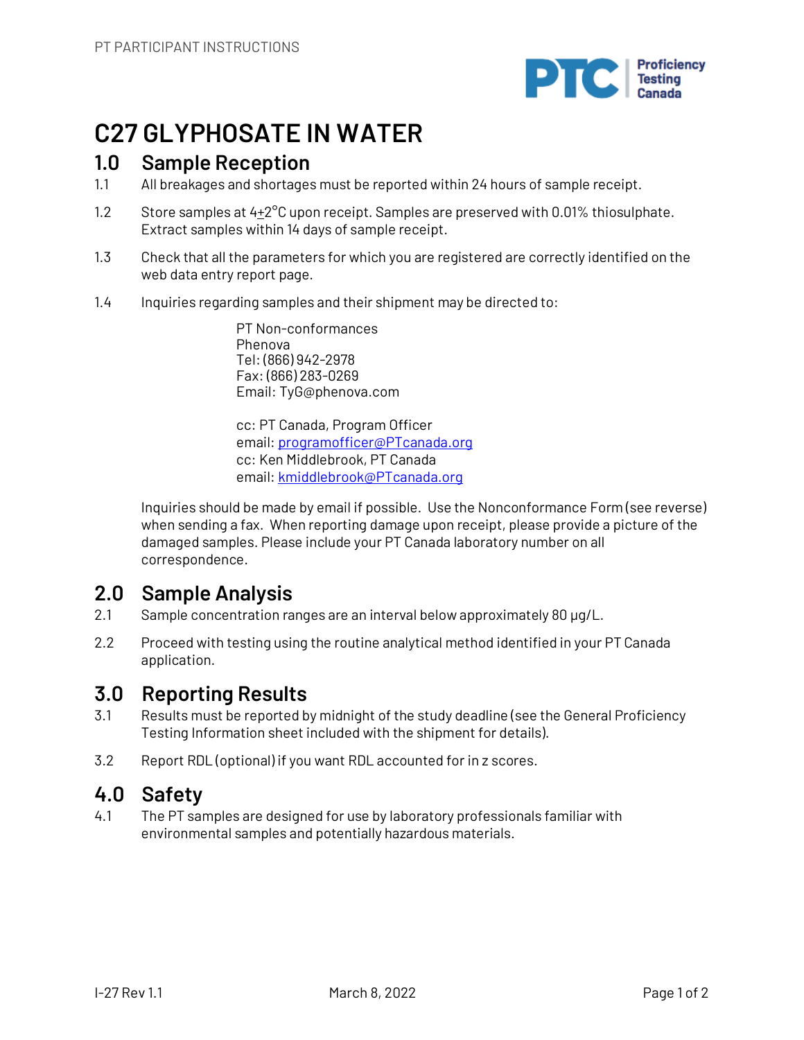# C27 GLYPHOSATE IN WATER

## 1.0 Sample Reception

1.1 All breakages and shortages must be reported within 24 hours of sample receipt.

1.2 Store samples at 4±2°C upon receipt. Samples are preserved with 0.01% thiosulphate. Extract samples within 14 days of sample receipt.

1.3 Check that all the parameters for which you are registered are correctly identified on the web data entry report page.

1.4 Inquiries regarding samples and their shipment may be directed to:

PT Non-conformances
Phenova
Tel: (866) 942-2978
Fax: (866) 283-0269
Email: TyG@phenova.com

cc: PT Canada, Program Officer
email: programofficer@PTcanada.org
cc: Ken Middlebrook, PT Canada
email: kmiddlebrook@PTcanada.org

Inquiries should be made by email if possible. Use the Nonconformance Form (see reverse) when sending a fax. When reporting damage upon receipt, please provide a picture of the damaged samples. Please include your PT Canada laboratory number on all correspondence.

## 2.0 Sample Analysis

2.1 Sample concentration ranges are an interval below approximately 80 µg/L.

2.2 Proceed with testing using the routine analytical method identified in your PT Canada application.

## 3.0 Reporting Results

3.1 Results must be reported by midnight of the study deadline (see the General Proficiency Testing Information sheet included with the shipment for details).

3.2 Report RDL (optional) if you want RDL accounted for in z scores.

## 4.0 Safety

4.1 The PT samples are designed for use by laboratory professionals familiar with environmental samples and potentially hazardous materials.

I-27 Rev 1.1 — March 8, 2022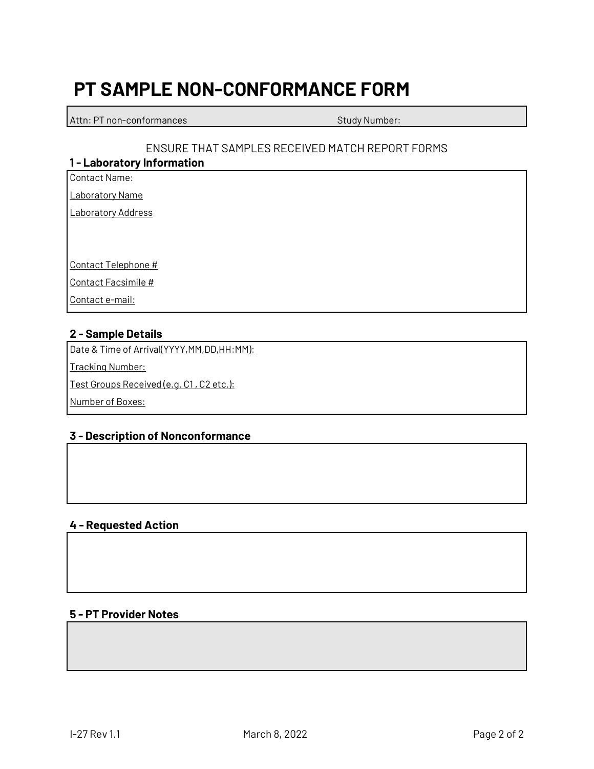# PT SAMPLE NON-CONFORMANCE FORM

Attn: PT non-conformances　　　　　　　　　　Study Number:

ENSURE THAT SAMPLES RECEIVED MATCH REPORT FORMS

## 1 - Laboratory Information

Contact Name:

Laboratory Name

Laboratory Address

Contact Telephone #

Contact Facsimile #

Contact e-mail:

## 2 - Sample Details

Date & Time of Arrival(YYYY,MM,DD,HH:MM):

Tracking Number:

Test Groups Received (e.g. C1 , C2 etc.):

Number of Boxes:

## 3 - Description of Nonconformance

## 4 - Requested Action

## 5 - PT Provider Notes

I-27 Rev 1.1　　　　March 8, 2022